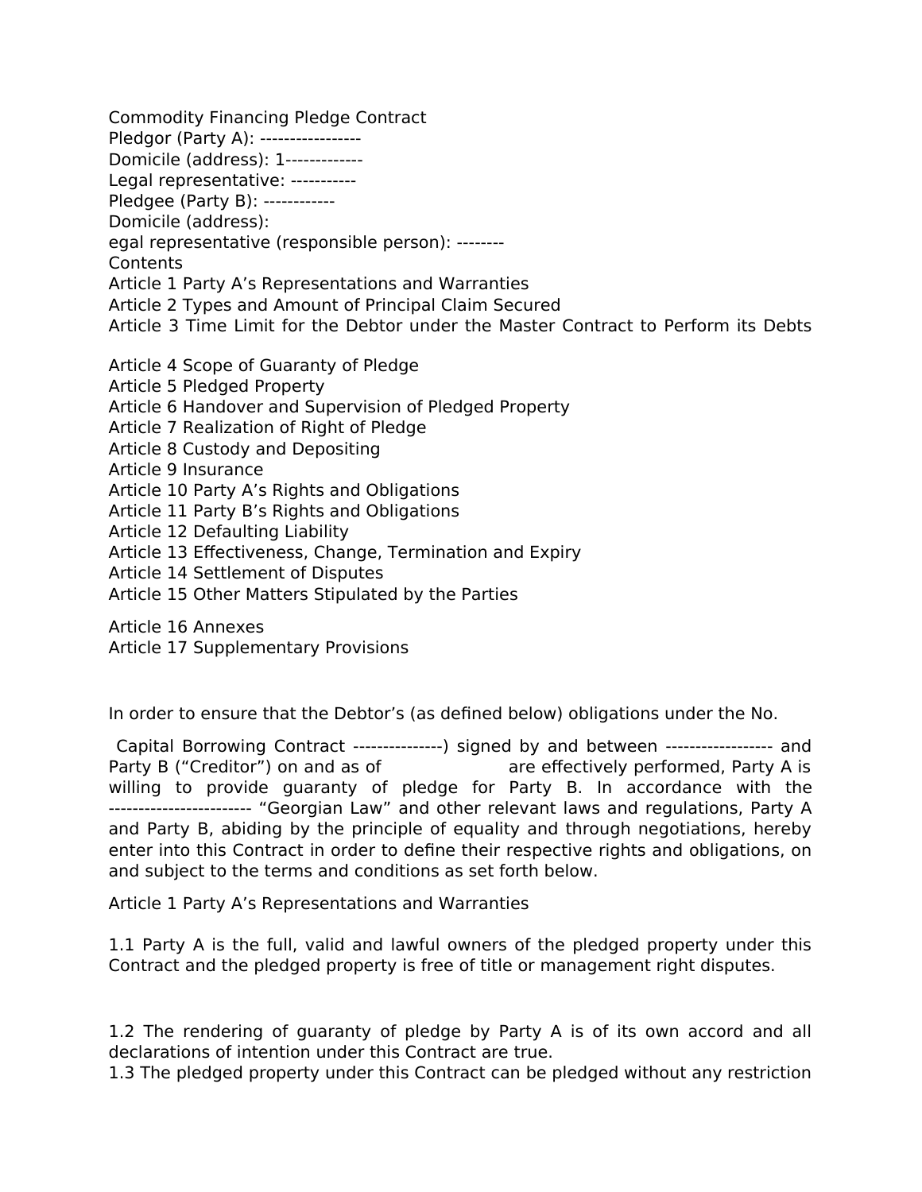Commodity Financing Pledge Contract

Pledgor (Party A): -----------------

Domicile (address): 1-------------

Legal representative: -----------

Pledgee (Party B): ------------

Domicile (address):

egal representative (responsible person): --------

Contents

Article 1 Party A's Representations and Warranties

Article 2 Types and Amount of Principal Claim Secured

Article 3 Time Limit for the Debtor under the Master Contract to Perform its Debts

Article 4 Scope of Guaranty of Pledge

Article 5 Pledged Property

Article 6 Handover and Supervision of Pledged Property

Article 7 Realization of Right of Pledge

Article 8 Custody and Depositing

Article 9 Insurance

Article 10 Party A's Rights and Obligations

Article 11 Party B's Rights and Obligations

Article 12 Defaulting Liability

Article 13 Effectiveness, Change, Termination and Expiry

Article 14 Settlement of Disputes

Article 15 Other Matters Stipulated by the Parties

Article 16 Annexes

Article 17 Supplementary Provisions

In order to ensure that the Debtor's (as defined below) obligations under the No.

Capital Borrowing Contract ---------------) signed by and between ------------------ and Party B ("Creditor") on and as of are effectively performed, Party A is willing to provide guaranty of pledge for Party B. In accordance with the ------------------------ "Georgian Law" and other relevant laws and regulations, Party A and Party B, abiding by the principle of equality and through negotiations, hereby enter into this Contract in order to define their respective rights and obligations, on and subject to the terms and conditions as set forth below.

Article 1 Party A's Representations and Warranties

1.1 Party A is the full, valid and lawful owners of the pledged property under this Contract and the pledged property is free of title or management right disputes.

1.2 The rendering of guaranty of pledge by Party A is of its own accord and all declarations of intention under this Contract are true.

1.3 The pledged property under this Contract can be pledged without any restriction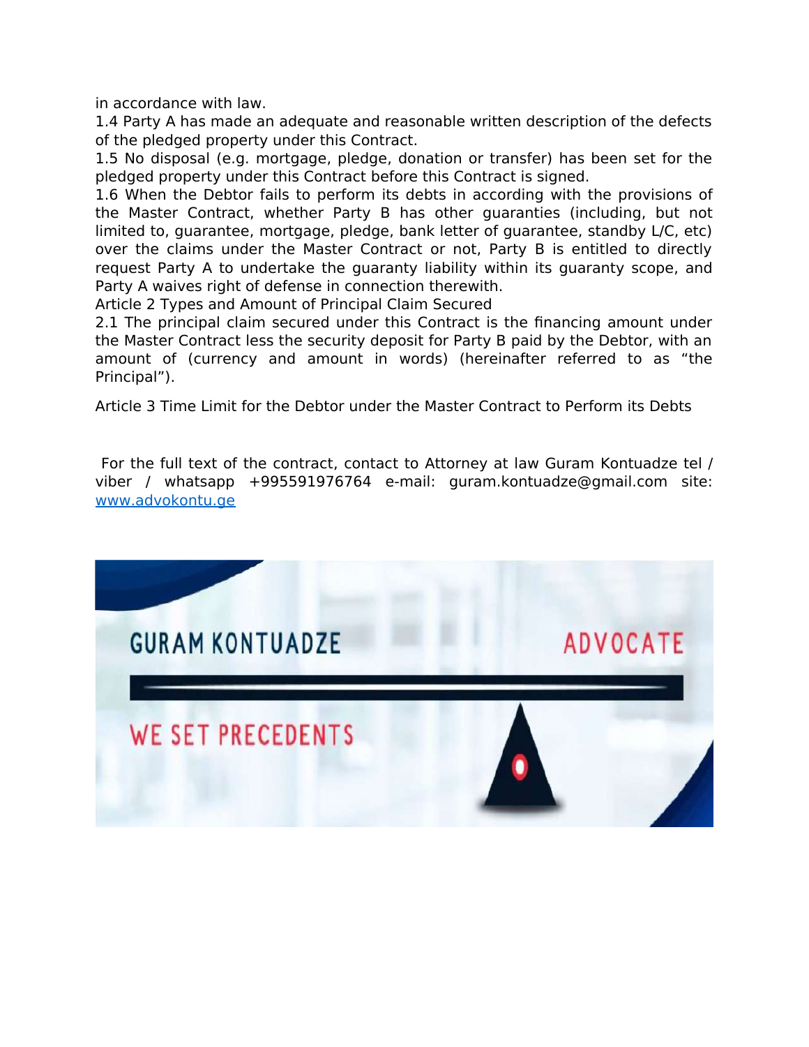in accordance with law.

1.4 Party A has made an adequate and reasonable written description of the defects of the pledged property under this Contract.

1.5 No disposal (e.g. mortgage, pledge, donation or transfer) has been set for the pledged property under this Contract before this Contract is signed.

1.6 When the Debtor fails to perform its debts in according with the provisions of the Master Contract, whether Party B has other guaranties (including, but not limited to, guarantee, mortgage, pledge, bank letter of guarantee, standby L/C, etc) over the claims under the Master Contract or not, Party B is entitled to directly request Party A to undertake the guaranty liability within its guaranty scope, and Party A waives right of defense in connection therewith.

Article 2 Types and Amount of Principal Claim Secured

2.1 The principal claim secured under this Contract is the financing amount under the Master Contract less the security deposit for Party B paid by the Debtor, with an amount of (currency and amount in words) (hereinafter referred to as "the Principal").

Article 3 Time Limit for the Debtor under the Master Contract to Perform its Debts

For the full text of the contract, contact to Attorney at law Guram Kontuadze tel / viber / whatsapp +995591976764 e-mail: guram.kontuadze@gmail.com site: [www.advokontu.ge](http://www.advokontu.ge)

GURAM KONTUADZE ADVOCATE

WE SET PRECEDENTS